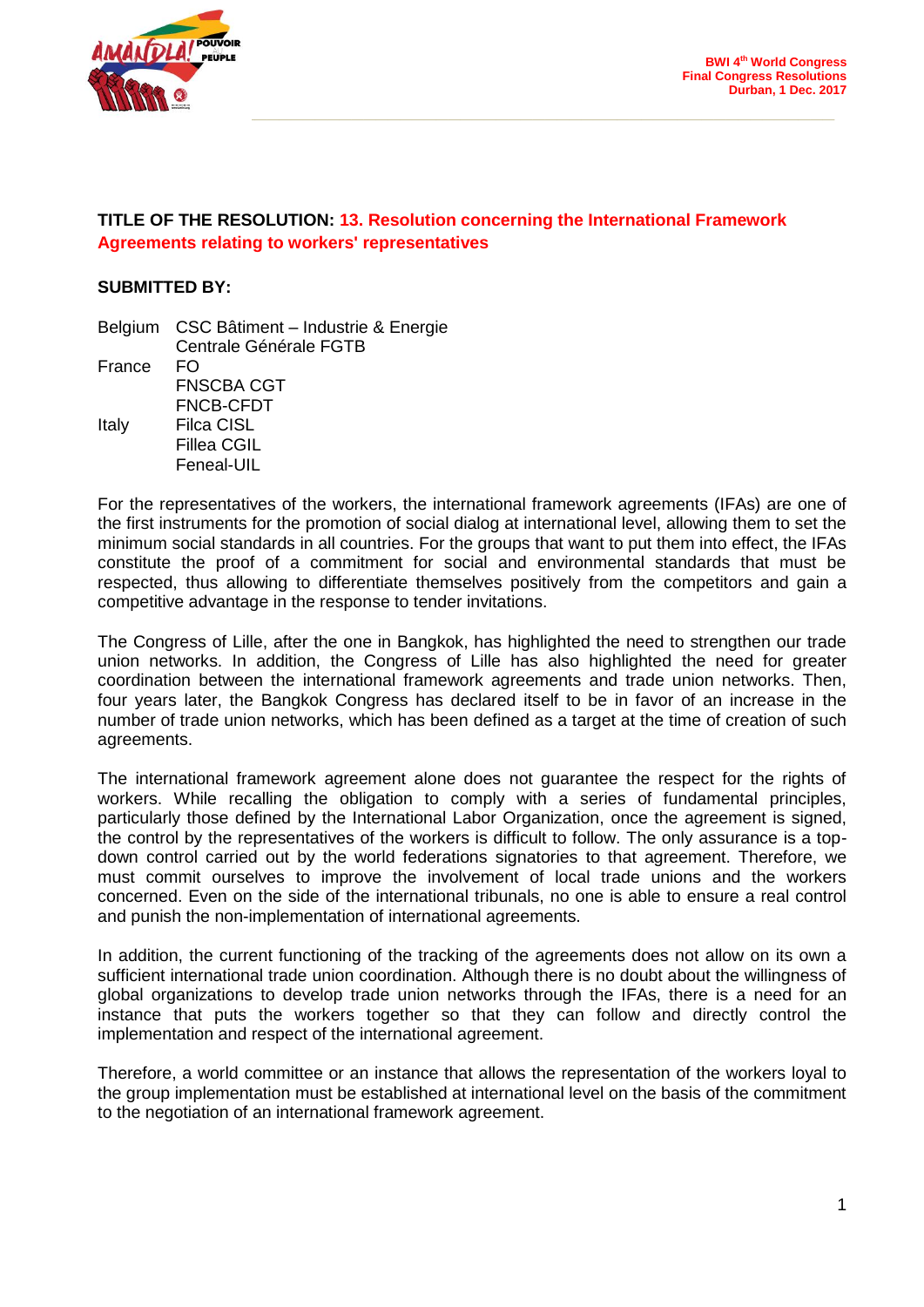**TITLE OF THE RESOLUTION:** **13. Resolution concerning the International Framework Agreements relating to workers' representatives**

**SUBMITTED BY:**

| | |
|---|---|
| Belgium | CSC Bâtiment – Industrie & Energie |
| | Centrale Générale FGTB |
| France | FO |
| | FNSCBA CGT |
| | FNCB-CFDT |
| Italy | Filca CISL |
| | Fillea CGIL |
| | Feneal-UIL |

For the representatives of the workers, the international framework agreements (IFAs) are one of the first instruments for the promotion of social dialog at international level, allowing them to set the minimum social standards in all countries. For the groups that want to put them into effect, the IFAs constitute the proof of a commitment for social and environmental standards that must be respected, thus allowing to differentiate themselves positively from the competitors and gain a competitive advantage in the response to tender invitations.

The Congress of Lille, after the one in Bangkok, has highlighted the need to strengthen our trade union networks. In addition, the Congress of Lille has also highlighted the need for greater coordination between the international framework agreements and trade union networks. Then, four years later, the Bangkok Congress has declared itself to be in favor of an increase in the number of trade union networks, which has been defined as a target at the time of creation of such agreements.

The international framework agreement alone does not guarantee the respect for the rights of workers. While recalling the obligation to comply with a series of fundamental principles, particularly those defined by the International Labor Organization, once the agreement is signed, the control by the representatives of the workers is difficult to follow. The only assurance is a top-down control carried out by the world federations signatories to that agreement. Therefore, we must commit ourselves to improve the involvement of local trade unions and the workers concerned. Even on the side of the international tribunals, no one is able to ensure a real control and punish the non-implementation of international agreements.

In addition, the current functioning of the tracking of the agreements does not allow on its own a sufficient international trade union coordination. Although there is no doubt about the willingness of global organizations to develop trade union networks through the IFAs, there is a need for an instance that puts the workers together so that they can follow and directly control the implementation and respect of the international agreement.

Therefore, a world committee or an instance that allows the representation of the workers loyal to the group implementation must be established at international level on the basis of the commitment to the negotiation of an international framework agreement.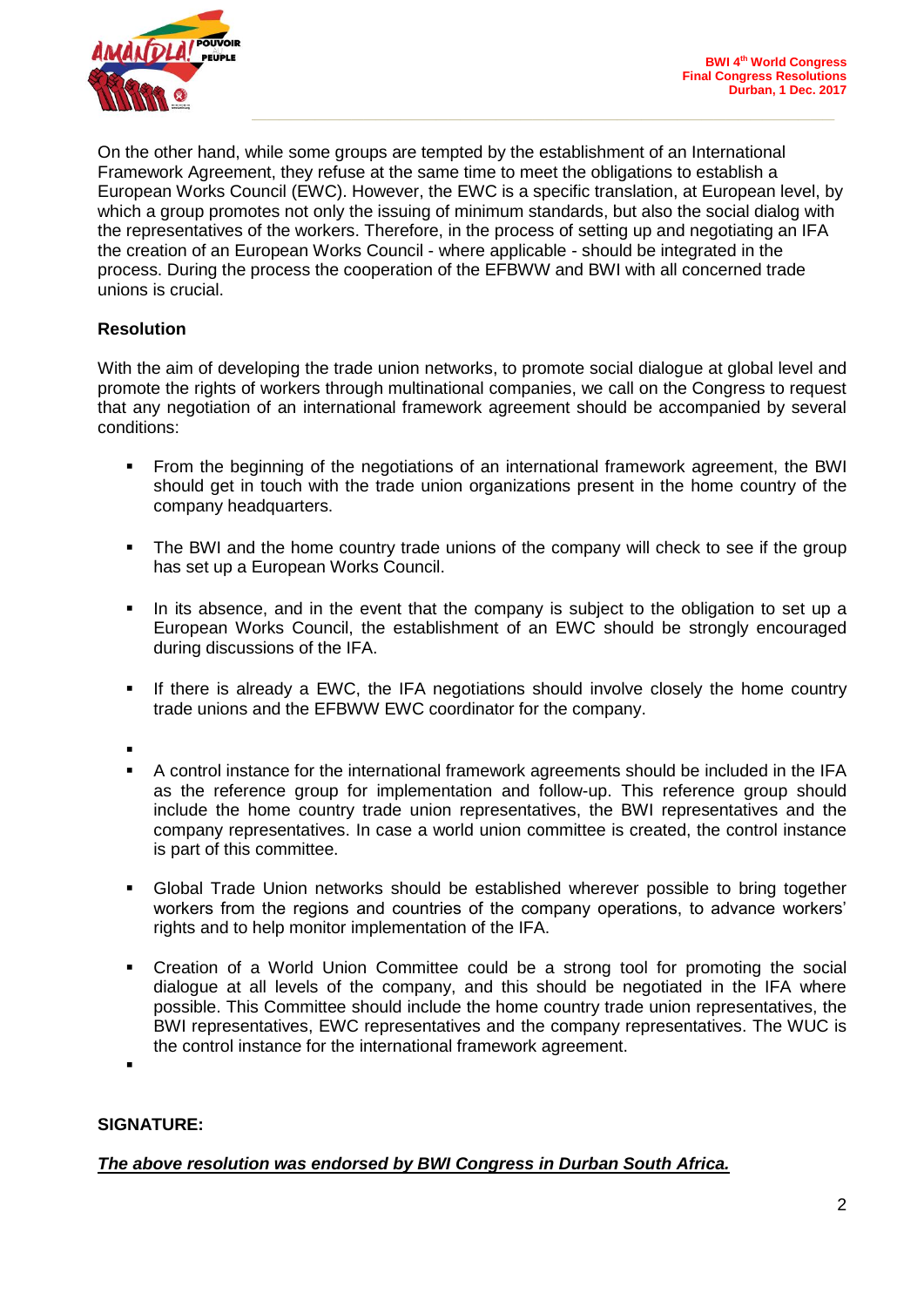On the other hand, while some groups are tempted by the establishment of an International Framework Agreement, they refuse at the same time to meet the obligations to establish a European Works Council (EWC). However, the EWC is a specific translation, at European level, by which a group promotes not only the issuing of minimum standards, but also the social dialog with the representatives of the workers. Therefore, in the process of setting up and negotiating an IFA the creation of an European Works Council - where applicable - should be integrated in the process. During the process the cooperation of the EFBWW and BWI with all concerned trade unions is crucial.

**Resolution**

With the aim of developing the trade union networks, to promote social dialogue at global level and promote the rights of workers through multinational companies, we call on the Congress to request that any negotiation of an international framework agreement should be accompanied by several conditions:

- From the beginning of the negotiations of an international framework agreement, the BWI should get in touch with the trade union organizations present in the home country of the company headquarters.
- The BWI and the home country trade unions of the company will check to see if the group has set up a European Works Council.
- In its absence, and in the event that the company is subject to the obligation to set up a European Works Council, the establishment of an EWC should be strongly encouraged during discussions of the IFA.
- If there is already a EWC, the IFA negotiations should involve closely the home country trade unions and the EFBWW EWC coordinator for the company.
- A control instance for the international framework agreements should be included in the IFA as the reference group for implementation and follow-up. This reference group should include the home country trade union representatives, the BWI representatives and the company representatives. In case a world union committee is created, the control instance is part of this committee.
- Global Trade Union networks should be established wherever possible to bring together workers from the regions and countries of the company operations, to advance workers' rights and to help monitor implementation of the IFA.
- Creation of a World Union Committee could be a strong tool for promoting the social dialogue at all levels of the company, and this should be negotiated in the IFA where possible. This Committee should include the home country trade union representatives, the BWI representatives, EWC representatives and the company representatives. The WUC is the control instance for the international framework agreement.

**SIGNATURE:**

***The above resolution was endorsed by BWI Congress in Durban South Africa.***